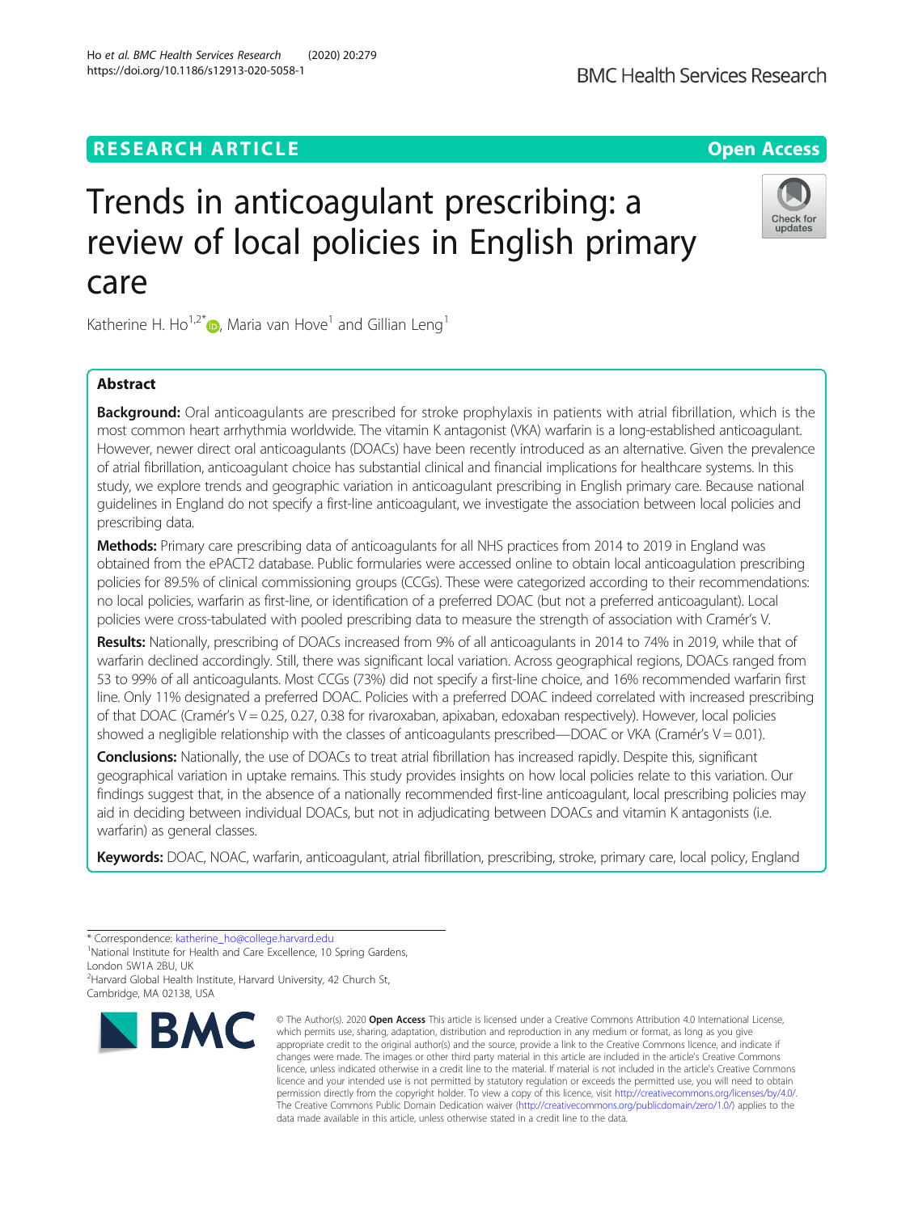RESEARCH ARTICLE

Open Access

# Trends in anticoagulant prescribing: a review of local policies in English primary care

Katherine H. Ho[1,2*], Maria van Hove[1] and Gillian Leng[1]

## Abstract

**Background:** Oral anticoagulants are prescribed for stroke prophylaxis in patients with atrial fibrillation, which is the most common heart arrhythmia worldwide. The vitamin K antagonist (VKA) warfarin is a long-established anticoagulant. However, newer direct oral anticoagulants (DOACs) have been recently introduced as an alternative. Given the prevalence of atrial fibrillation, anticoagulant choice has substantial clinical and financial implications for healthcare systems. In this study, we explore trends and geographic variation in anticoagulant prescribing in English primary care. Because national guidelines in England do not specify a first-line anticoagulant, we investigate the association between local policies and prescribing data.

**Methods:** Primary care prescribing data of anticoagulants for all NHS practices from 2014 to 2019 in England was obtained from the ePACT2 database. Public formularies were accessed online to obtain local anticoagulation prescribing policies for 89.5% of clinical commissioning groups (CCGs). These were categorized according to their recommendations: no local policies, warfarin as first-line, or identification of a preferred DOAC (but not a preferred anticoagulant). Local policies were cross-tabulated with pooled prescribing data to measure the strength of association with Cramér's V.

**Results:** Nationally, prescribing of DOACs increased from 9% of all anticoagulants in 2014 to 74% in 2019, while that of warfarin declined accordingly. Still, there was significant local variation. Across geographical regions, DOACs ranged from 53 to 99% of all anticoagulants. Most CCGs (73%) did not specify a first-line choice, and 16% recommended warfarin first line. Only 11% designated a preferred DOAC. Policies with a preferred DOAC indeed correlated with increased prescribing of that DOAC (Cramér's V = 0.25, 0.27, 0.38 for rivaroxaban, apixaban, edoxaban respectively). However, local policies showed a negligible relationship with the classes of anticoagulants prescribed—DOAC or VKA (Cramér's V = 0.01).

**Conclusions:** Nationally, the use of DOACs to treat atrial fibrillation has increased rapidly. Despite this, significant geographical variation in uptake remains. This study provides insights on how local policies relate to this variation. Our findings suggest that, in the absence of a nationally recommended first-line anticoagulant, local prescribing policies may aid in deciding between individual DOACs, but not in adjudicating between DOACs and vitamin K antagonists (i.e. warfarin) as general classes.

**Keywords:** DOAC, NOAC, warfarin, anticoagulant, atrial fibrillation, prescribing, stroke, primary care, local policy, England

---

* Correspondence: katherine_ho@college.harvard.edu
[1]National Institute for Health and Care Excellence, 10 Spring Gardens, London SW1A 2BU, UK
[2]Harvard Global Health Institute, Harvard University, 42 Church St, Cambridge, MA 02138, USA

© The Author(s). 2020 **Open Access** This article is licensed under a Creative Commons Attribution 4.0 International License, which permits use, sharing, adaptation, distribution and reproduction in any medium or format, as long as you give appropriate credit to the original author(s) and the source, provide a link to the Creative Commons licence, and indicate if changes were made. The images or other third party material in this article are included in the article's Creative Commons licence, unless indicated otherwise in a credit line to the material. If material is not included in the article's Creative Commons licence and your intended use is not permitted by statutory regulation or exceeds the permitted use, you will need to obtain permission directly from the copyright holder. To view a copy of this licence, visit http://creativecommons.org/licenses/by/4.0/. The Creative Commons Public Domain Dedication waiver (http://creativecommons.org/publicdomain/zero/1.0/) applies to the data made available in this article, unless otherwise stated in a credit line to the data.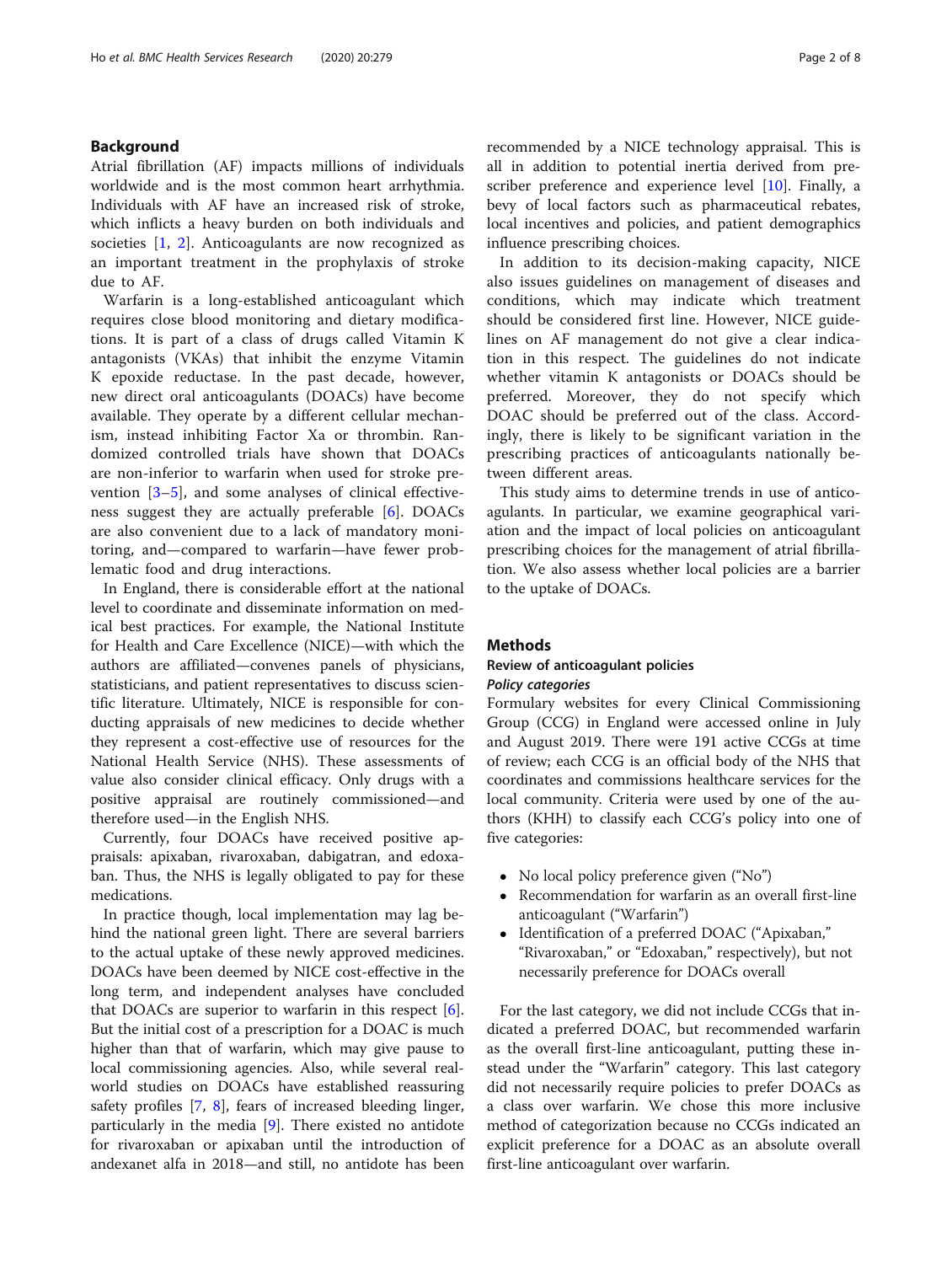## Background

Atrial fibrillation (AF) impacts millions of individuals worldwide and is the most common heart arrhythmia. Individuals with AF have an increased risk of stroke, which inflicts a heavy burden on both individuals and societies [1, 2]. Anticoagulants are now recognized as an important treatment in the prophylaxis of stroke due to AF.

Warfarin is a long-established anticoagulant which requires close blood monitoring and dietary modifications. It is part of a class of drugs called Vitamin K antagonists (VKAs) that inhibit the enzyme Vitamin K epoxide reductase. In the past decade, however, new direct oral anticoagulants (DOACs) have become available. They operate by a different cellular mechanism, instead inhibiting Factor Xa or thrombin. Randomized controlled trials have shown that DOACs are non-inferior to warfarin when used for stroke prevention [3–5], and some analyses of clinical effectiveness suggest they are actually preferable [6]. DOACs are also convenient due to a lack of mandatory monitoring, and—compared to warfarin—have fewer problematic food and drug interactions.

In England, there is considerable effort at the national level to coordinate and disseminate information on medical best practices. For example, the National Institute for Health and Care Excellence (NICE)—with which the authors are affiliated—convenes panels of physicians, statisticians, and patient representatives to discuss scientific literature. Ultimately, NICE is responsible for conducting appraisals of new medicines to decide whether they represent a cost-effective use of resources for the National Health Service (NHS). These assessments of value also consider clinical efficacy. Only drugs with a positive appraisal are routinely commissioned—and therefore used—in the English NHS.

Currently, four DOACs have received positive appraisals: apixaban, rivaroxaban, dabigatran, and edoxaban. Thus, the NHS is legally obligated to pay for these medications.

In practice though, local implementation may lag behind the national green light. There are several barriers to the actual uptake of these newly approved medicines. DOACs have been deemed by NICE cost-effective in the long term, and independent analyses have concluded that DOACs are superior to warfarin in this respect [6]. But the initial cost of a prescription for a DOAC is much higher than that of warfarin, which may give pause to local commissioning agencies. Also, while several real-world studies on DOACs have established reassuring safety profiles [7, 8], fears of increased bleeding linger, particularly in the media [9]. There existed no antidote for rivaroxaban or apixaban until the introduction of andexanet alfa in 2018—and still, no antidote has been recommended by a NICE technology appraisal. This is all in addition to potential inertia derived from prescriber preference and experience level [10]. Finally, a bevy of local factors such as pharmaceutical rebates, local incentives and policies, and patient demographics influence prescribing choices.

In addition to its decision-making capacity, NICE also issues guidelines on management of diseases and conditions, which may indicate which treatment should be considered first line. However, NICE guidelines on AF management do not give a clear indication in this respect. The guidelines do not indicate whether vitamin K antagonists or DOACs should be preferred. Moreover, they do not specify which DOAC should be preferred out of the class. Accordingly, there is likely to be significant variation in the prescribing practices of anticoagulants nationally between different areas.

This study aims to determine trends in use of anticoagulants. In particular, we examine geographical variation and the impact of local policies on anticoagulant prescribing choices for the management of atrial fibrillation. We also assess whether local policies are a barrier to the uptake of DOACs.

## Methods

### Review of anticoagulant policies

#### *Policy categories*

Formulary websites for every Clinical Commissioning Group (CCG) in England were accessed online in July and August 2019. There were 191 active CCGs at time of review; each CCG is an official body of the NHS that coordinates and commissions healthcare services for the local community. Criteria were used by one of the authors (KHH) to classify each CCG's policy into one of five categories:

- No local policy preference given ("No")
- Recommendation for warfarin as an overall first-line anticoagulant ("Warfarin")
- Identification of a preferred DOAC ("Apixaban," "Rivaroxaban," or "Edoxaban," respectively), but not necessarily preference for DOACs overall

For the last category, we did not include CCGs that indicated a preferred DOAC, but recommended warfarin as the overall first-line anticoagulant, putting these instead under the "Warfarin" category. This last category did not necessarily require policies to prefer DOACs as a class over warfarin. We chose this more inclusive method of categorization because no CCGs indicated an explicit preference for a DOAC as an absolute overall first-line anticoagulant over warfarin.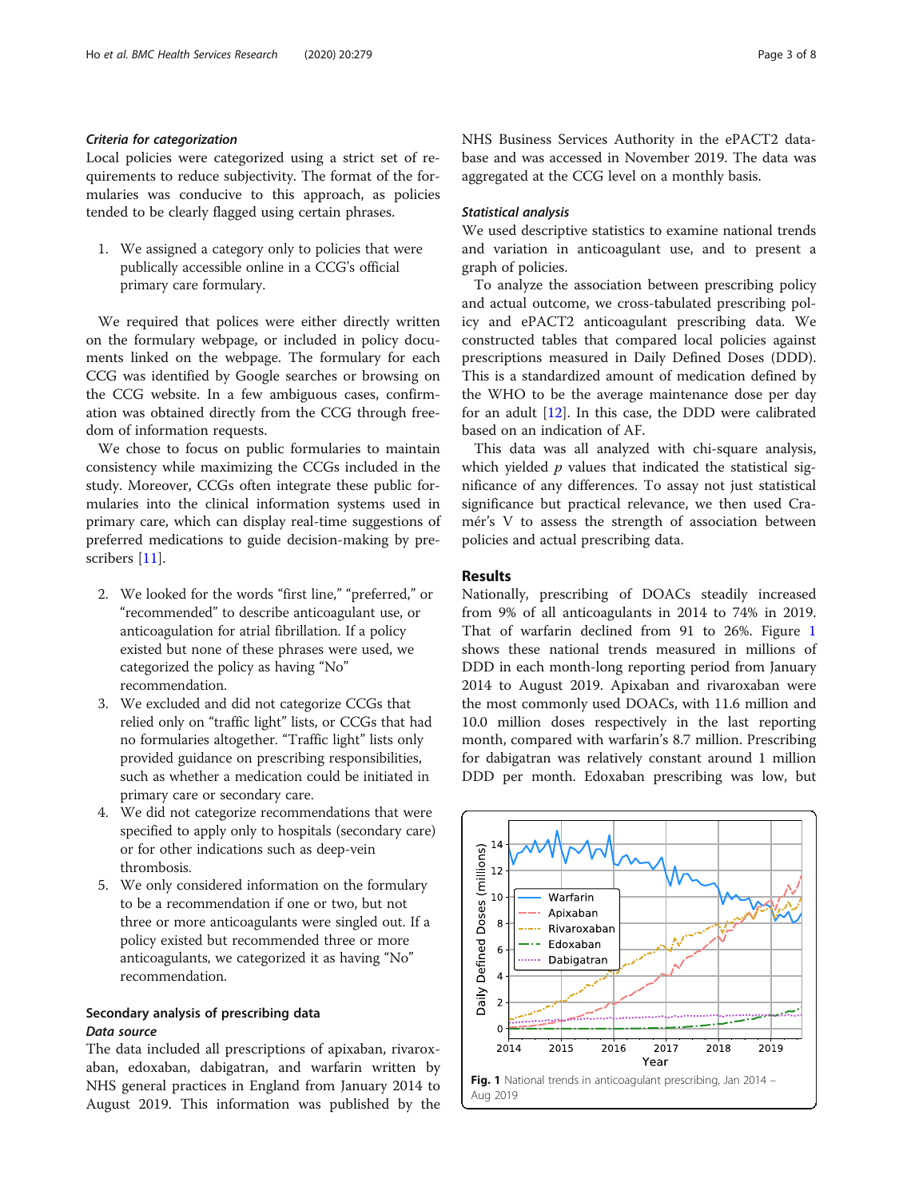#### *Criteria for categorization*

Local policies were categorized using a strict set of requirements to reduce subjectivity. The format of the formularies was conducive to this approach, as policies tended to be clearly flagged using certain phrases.

1. We assigned a category only to policies that were publically accessible online in a CCG's official primary care formulary.

We required that polices were either directly written on the formulary webpage, or included in policy documents linked on the webpage. The formulary for each CCG was identified by Google searches or browsing on the CCG website. In a few ambiguous cases, confirmation was obtained directly from the CCG through freedom of information requests.

We chose to focus on public formularies to maintain consistency while maximizing the CCGs included in the study. Moreover, CCGs often integrate these public formularies into the clinical information systems used in primary care, which can display real-time suggestions of preferred medications to guide decision-making by prescribers [11].

2. We looked for the words "first line," "preferred," or "recommended" to describe anticoagulant use, or anticoagulation for atrial fibrillation. If a policy existed but none of these phrases were used, we categorized the policy as having "No" recommendation.
3. We excluded and did not categorize CCGs that relied only on "traffic light" lists, or CCGs that had no formularies altogether. "Traffic light" lists only provided guidance on prescribing responsibilities, such as whether a medication could be initiated in primary care or secondary care.
4. We did not categorize recommendations that were specified to apply only to hospitals (secondary care) or for other indications such as deep-vein thrombosis.
5. We only considered information on the formulary to be a recommendation if one or two, but not three or more anticoagulants were singled out. If a policy existed but recommended three or more anticoagulants, we categorized it as having "No" recommendation.

### Secondary analysis of prescribing data

#### *Data source*

The data included all prescriptions of apixaban, rivaroxaban, edoxaban, dabigatran, and warfarin written by NHS general practices in England from January 2014 to August 2019. This information was published by the NHS Business Services Authority in the ePACT2 database and was accessed in November 2019. The data was aggregated at the CCG level on a monthly basis.

#### *Statistical analysis*

We used descriptive statistics to examine national trends and variation in anticoagulant use, and to present a graph of policies.

To analyze the association between prescribing policy and actual outcome, we cross-tabulated prescribing policy and ePACT2 anticoagulant prescribing data. We constructed tables that compared local policies against prescriptions measured in Daily Defined Doses (DDD). This is a standardized amount of medication defined by the WHO to be the average maintenance dose per day for an adult [12]. In this case, the DDD were calibrated based on an indication of AF.

This data was all analyzed with chi-square analysis, which yielded $p$ values that indicated the statistical significance of any differences. To assay not just statistical significance but practical relevance, we then used Cramér's V to assess the strength of association between policies and actual prescribing data.

## Results

Nationally, prescribing of DOACs steadily increased from 9% of all anticoagulants in 2014 to 74% in 2019. That of warfarin declined from 91 to 26%. Figure 1 shows these national trends measured in millions of DDD in each month-long reporting period from January 2014 to August 2019. Apixaban and rivaroxaban were the most commonly used DOACs, with 11.6 million and 10.0 million doses respectively in the last reporting month, compared with warfarin's 8.7 million. Prescribing for dabigatran was relatively constant around 1 million DDD per month. Edoxaban prescribing was low, but

**Fig. 1** National trends in anticoagulant prescribing, Jan 2014 – Aug 2019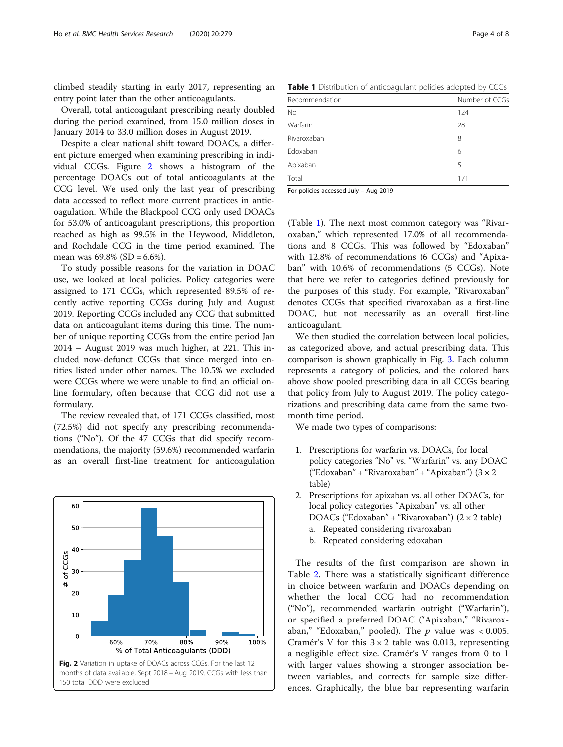climbed steadily starting in early 2017, representing an entry point later than the other anticoagulants.

Overall, total anticoagulant prescribing nearly doubled during the period examined, from 15.0 million doses in January 2014 to 33.0 million doses in August 2019.

Despite a clear national shift toward DOACs, a different picture emerged when examining prescribing in individual CCGs. Figure 2 shows a histogram of the percentage DOACs out of total anticoagulants at the CCG level. We used only the last year of prescribing data accessed to reflect more current practices in anticoagulation. While the Blackpool CCG only used DOACs for 53.0% of anticoagulant prescriptions, this proportion reached as high as 99.5% in the Heywood, Middleton, and Rochdale CCG in the time period examined. The mean was 69.8% (SD = 6.6%).

To study possible reasons for the variation in DOAC use, we looked at local policies. Policy categories were assigned to 171 CCGs, which represented 89.5% of recently active reporting CCGs during July and August 2019. Reporting CCGs included any CCG that submitted data on anticoagulant items during this time. The number of unique reporting CCGs from the entire period Jan 2014 – August 2019 was much higher, at 221. This included now-defunct CCGs that since merged into entities listed under other names. The 10.5% we excluded were CCGs where we were unable to find an official online formulary, often because that CCG did not use a formulary.

The review revealed that, of 171 CCGs classified, most (72.5%) did not specify any prescribing recommendations ("No"). Of the 47 CCGs that did specify recommendations, the majority (59.6%) recommended warfarin as an overall first-line treatment for anticoagulation

**Fig. 2** Variation in uptake of DOACs across CCGs. For the last 12 months of data available, Sept 2018 – Aug 2019. CCGs with less than 150 total DDD were excluded

**Table 1** Distribution of anticoagulant policies adopted by CCGs

| Recommendation | Number of CCGs |
|---|---|
| No | 124 |
| Warfarin | 28 |
| Rivaroxaban | 8 |
| Edoxaban | 6 |
| Apixaban | 5 |
| Total | 171 |

For policies accessed July – Aug 2019

(Table 1). The next most common category was "Rivaroxaban," which represented 17.0% of all recommendations and 8 CCGs. This was followed by "Edoxaban" with 12.8% of recommendations (6 CCGs) and "Apixaban" with 10.6% of recommendations (5 CCGs). Note that here we refer to categories defined previously for the purposes of this study. For example, "Rivaroxaban" denotes CCGs that specified rivaroxaban as a first-line DOAC, but not necessarily as an overall first-line anticoagulant.

We then studied the correlation between local policies, as categorized above, and actual prescribing data. This comparison is shown graphically in Fig. 3. Each column represents a category of policies, and the colored bars above show pooled prescribing data in all CCGs bearing that policy from July to August 2019. The policy categorizations and prescribing data came from the same two-month time period.

We made two types of comparisons:

1. Prescriptions for warfarin vs. DOACs, for local policy categories "No" vs. "Warfarin" vs. any DOAC ("Edoxaban" + "Rivaroxaban" + "Apixaban") (3 × 2 table)
2. Prescriptions for apixaban vs. all other DOACs, for local policy categories "Apixaban" vs. all other DOACs ("Edoxaban" + "Rivaroxaban") (2 × 2 table)
   a. Repeated considering rivaroxaban
   b. Repeated considering edoxaban

The results of the first comparison are shown in Table 2. There was a statistically significant difference in choice between warfarin and DOACs depending on whether the local CCG had no recommendation ("No"), recommended warfarin outright ("Warfarin"), or specified a preferred DOAC ("Apixaban," "Rivaroxaban," "Edoxaban," pooled). The $p$ value was $< 0.005$. Cramér's V for this 3 × 2 table was 0.013, representing a negligible effect size. Cramér's V ranges from 0 to 1 with larger values showing a stronger association between variables, and corrects for sample size differences. Graphically, the blue bar representing warfarin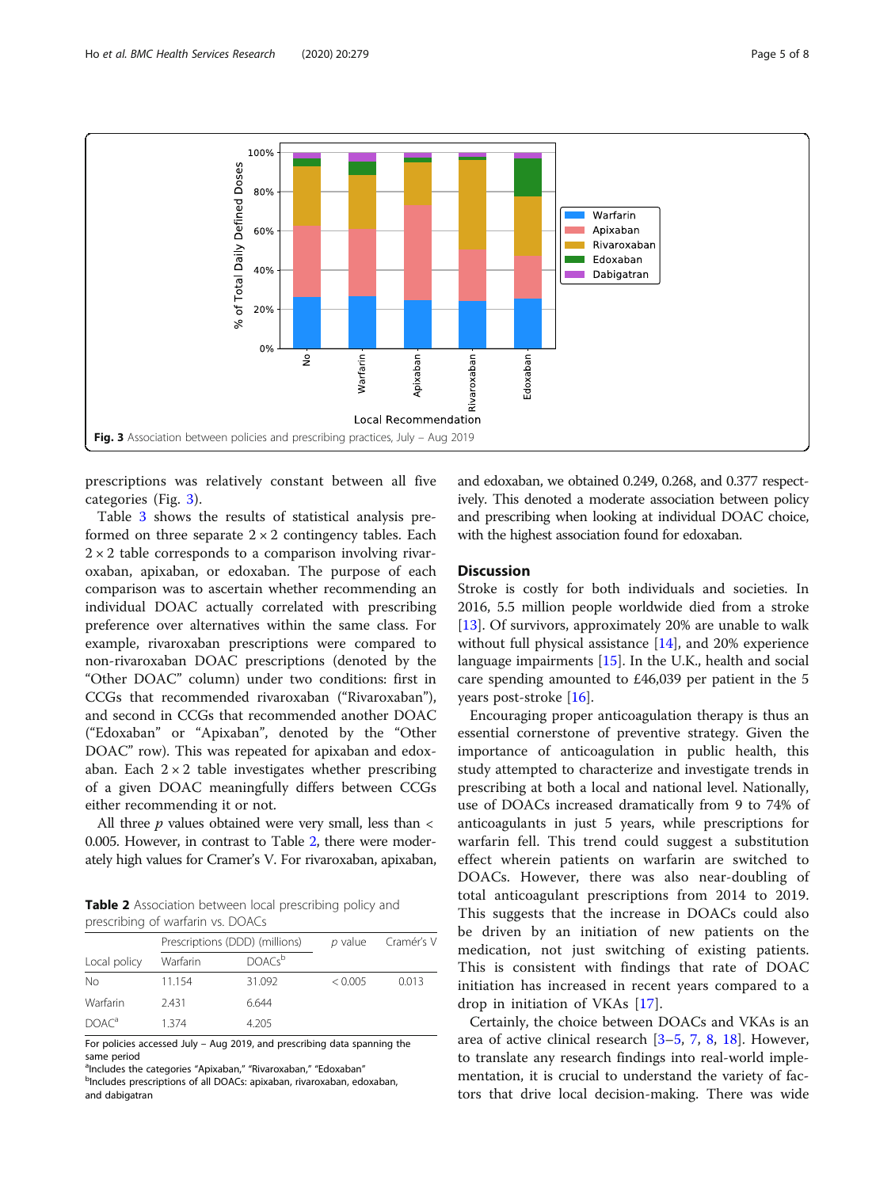Fig. 3 Association between policies and prescribing practices, July – Aug 2019

prescriptions was relatively constant between all five categories (Fig. 3).

Table 3 shows the results of statistical analysis preformed on three separate 2 × 2 contingency tables. Each 2 × 2 table corresponds to a comparison involving rivaroxaban, apixaban, or edoxaban. The purpose of each comparison was to ascertain whether recommending an individual DOAC actually correlated with prescribing preference over alternatives within the same class. For example, rivaroxaban prescriptions were compared to non-rivaroxaban DOAC prescriptions (denoted by the "Other DOAC" column) under two conditions: first in CCGs that recommended rivaroxaban ("Rivaroxaban"), and second in CCGs that recommended another DOAC ("Edoxaban" or "Apixaban", denoted by the "Other DOAC" row). This was repeated for apixaban and edoxaban. Each 2 × 2 table investigates whether prescribing of a given DOAC meaningfully differs between CCGs either recommending it or not.

All three $p$ values obtained were very small, less than < 0.005. However, in contrast to Table 2, there were moderately high values for Cramer's V. For rivaroxaban, apixaban, and edoxaban, we obtained 0.249, 0.268, and 0.377 respectively. This denoted a moderate association between policy and prescribing when looking at individual DOAC choice, with the highest association found for edoxaban.

**Table 2** Association between local prescribing policy and prescribing of warfarin vs. DOACs

| | Prescriptions (DDD) (millions) | | $p$ value | Cramér's V |
|---|---|---|---|---|
| Local policy | Warfarin | DOACs[b] | | |
| No | 11.154 | 31.092 | < 0.005 | 0.013 |
| Warfarin | 2.431 | 6.644 | | |
| DOAC[a] | 1.374 | 4.205 | | |

For policies accessed July – Aug 2019, and prescribing data spanning the same period

[a]Includes the categories "Apixaban," "Rivaroxaban," "Edoxaban"

[b]Includes prescriptions of all DOACs: apixaban, rivaroxaban, edoxaban, and dabigatran

## Discussion

Stroke is costly for both individuals and societies. In 2016, 5.5 million people worldwide died from a stroke [13]. Of survivors, approximately 20% are unable to walk without full physical assistance [14], and 20% experience language impairments [15]. In the U.K., health and social care spending amounted to £46,039 per patient in the 5 years post-stroke [16].

Encouraging proper anticoagulation therapy is thus an essential cornerstone of preventive strategy. Given the importance of anticoagulation in public health, this study attempted to characterize and investigate trends in prescribing at both a local and national level. Nationally, use of DOACs increased dramatically from 9 to 74% of anticoagulants in just 5 years, while prescriptions for warfarin fell. This trend could suggest a substitution effect wherein patients on warfarin are switched to DOACs. However, there was also near-doubling of total anticoagulant prescriptions from 2014 to 2019. This suggests that the increase in DOACs could also be driven by an initiation of new patients on the medication, not just switching of existing patients. This is consistent with findings that rate of DOAC initiation has increased in recent years compared to a drop in initiation of VKAs [17].

Certainly, the choice between DOACs and VKAs is an area of active clinical research [3–5, 7, 8, 18]. However, to translate any research findings into real-world implementation, it is crucial to understand the variety of factors that drive local decision-making. There was wide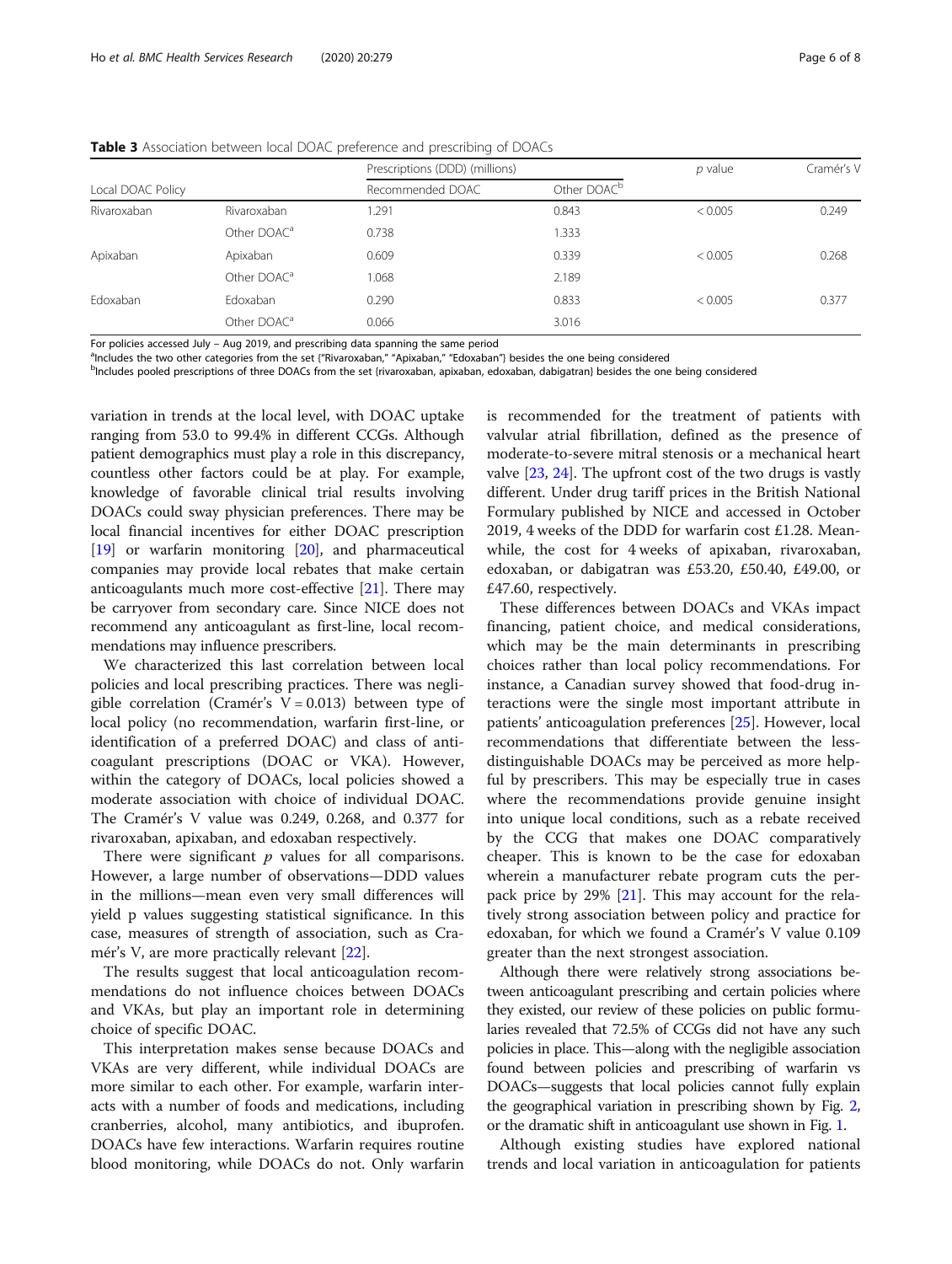**Table 3** Association between local DOAC preference and prescribing of DOACs

| Local DOAC Policy | | Prescriptions (DDD) (millions) | | *p* value | Cramér's V |
|---|---|---|---|---|---|
| | | Recommended DOAC | Other DOAC[b] | | |
| Rivaroxaban | Rivaroxaban | 1.291 | 0.843 | < 0.005 | 0.249 |
| | Other DOAC[a] | 0.738 | 1.333 | | |
| Apixaban | Apixaban | 0.609 | 0.339 | < 0.005 | 0.268 |
| | Other DOAC[a] | 1.068 | 2.189 | | |
| Edoxaban | Edoxaban | 0.290 | 0.833 | < 0.005 | 0.377 |
| | Other DOAC[a] | 0.066 | 3.016 | | |

For policies accessed July – Aug 2019, and prescribing data spanning the same period

[a]Includes the two other categories from the set {"Rivaroxaban," "Apixaban," "Edoxaban"} besides the one being considered

[b]Includes pooled prescriptions of three DOACs from the set {rivaroxaban, apixaban, edoxaban, dabigatran} besides the one being considered

variation in trends at the local level, with DOAC uptake ranging from 53.0 to 99.4% in different CCGs. Although patient demographics must play a role in this discrepancy, countless other factors could be at play. For example, knowledge of favorable clinical trial results involving DOACs could sway physician preferences. There may be local financial incentives for either DOAC prescription [19] or warfarin monitoring [20], and pharmaceutical companies may provide local rebates that make certain anticoagulants much more cost-effective [21]. There may be carryover from secondary care. Since NICE does not recommend any anticoagulant as first-line, local recommendations may influence prescribers.

We characterized this last correlation between local policies and local prescribing practices. There was negligible correlation (Cramér's V = 0.013) between type of local policy (no recommendation, warfarin first-line, or identification of a preferred DOAC) and class of anticoagulant prescriptions (DOAC or VKA). However, within the category of DOACs, local policies showed a moderate association with choice of individual DOAC. The Cramér's V value was 0.249, 0.268, and 0.377 for rivaroxaban, apixaban, and edoxaban respectively.

There were significant *p* values for all comparisons. However, a large number of observations—DDD values in the millions—mean even very small differences will yield p values suggesting statistical significance. In this case, measures of strength of association, such as Cramér's V, are more practically relevant [22].

The results suggest that local anticoagulation recommendations do not influence choices between DOACs and VKAs, but play an important role in determining choice of specific DOAC.

This interpretation makes sense because DOACs and VKAs are very different, while individual DOACs are more similar to each other. For example, warfarin interacts with a number of foods and medications, including cranberries, alcohol, many antibiotics, and ibuprofen. DOACs have few interactions. Warfarin requires routine blood monitoring, while DOACs do not. Only warfarin is recommended for the treatment of patients with valvular atrial fibrillation, defined as the presence of moderate-to-severe mitral stenosis or a mechanical heart valve [23, 24]. The upfront cost of the two drugs is vastly different. Under drug tariff prices in the British National Formulary published by NICE and accessed in October 2019, 4 weeks of the DDD for warfarin cost £1.28. Meanwhile, the cost for 4 weeks of apixaban, rivaroxaban, edoxaban, or dabigatran was £53.20, £50.40, £49.00, or £47.60, respectively.

These differences between DOACs and VKAs impact financing, patient choice, and medical considerations, which may be the main determinants in prescribing choices rather than local policy recommendations. For instance, a Canadian survey showed that food-drug interactions were the single most important attribute in patients' anticoagulation preferences [25]. However, local recommendations that differentiate between the less-distinguishable DOACs may be perceived as more helpful by prescribers. This may be especially true in cases where the recommendations provide genuine insight into unique local conditions, such as a rebate received by the CCG that makes one DOAC comparatively cheaper. This is known to be the case for edoxaban wherein a manufacturer rebate program cuts the per-pack price by 29% [21]. This may account for the relatively strong association between policy and practice for edoxaban, for which we found a Cramér's V value 0.109 greater than the next strongest association.

Although there were relatively strong associations between anticoagulant prescribing and certain policies where they existed, our review of these policies on public formularies revealed that 72.5% of CCGs did not have any such policies in place. This—along with the negligible association found between policies and prescribing of warfarin vs DOACs—suggests that local policies cannot fully explain the geographical variation in prescribing shown by Fig. 2, or the dramatic shift in anticoagulant use shown in Fig. 1.

Although existing studies have explored national trends and local variation in anticoagulation for patients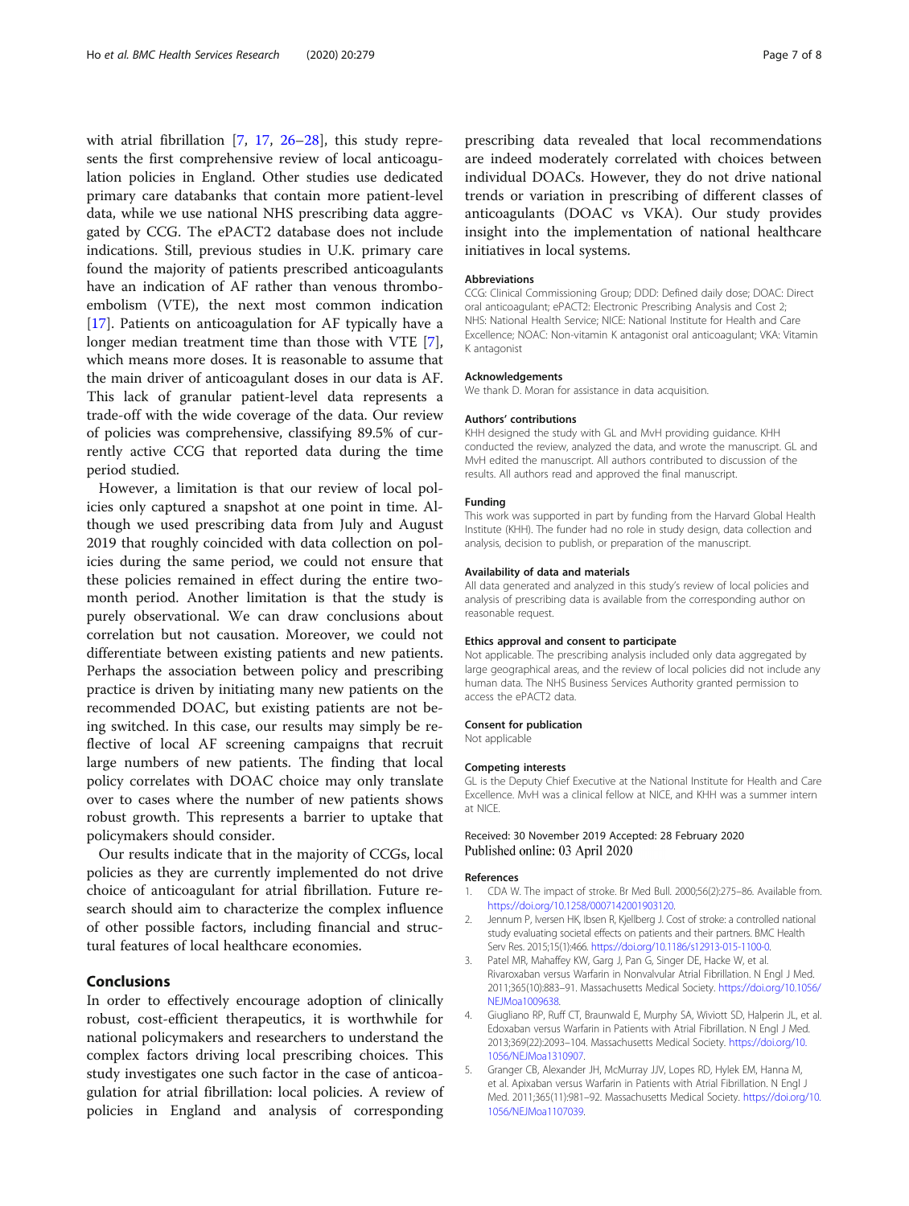with atrial fibrillation [7, 17, 26–28], this study represents the first comprehensive review of local anticoagulation policies in England. Other studies use dedicated primary care databanks that contain more patient-level data, while we use national NHS prescribing data aggregated by CCG. The ePACT2 database does not include indications. Still, previous studies in U.K. primary care found the majority of patients prescribed anticoagulants have an indication of AF rather than venous thromboembolism (VTE), the next most common indication [17]. Patients on anticoagulation for AF typically have a longer median treatment time than those with VTE [7], which means more doses. It is reasonable to assume that the main driver of anticoagulant doses in our data is AF. This lack of granular patient-level data represents a trade-off with the wide coverage of the data. Our review of policies was comprehensive, classifying 89.5% of currently active CCG that reported data during the time period studied.

However, a limitation is that our review of local policies only captured a snapshot at one point in time. Although we used prescribing data from July and August 2019 that roughly coincided with data collection on policies during the same period, we could not ensure that these policies remained in effect during the entire two-month period. Another limitation is that the study is purely observational. We can draw conclusions about correlation but not causation. Moreover, we could not differentiate between existing patients and new patients. Perhaps the association between policy and prescribing practice is driven by initiating many new patients on the recommended DOAC, but existing patients are not being switched. In this case, our results may simply be reflective of local AF screening campaigns that recruit large numbers of new patients. The finding that local policy correlates with DOAC choice may only translate over to cases where the number of new patients shows robust growth. This represents a barrier to uptake that policymakers should consider.

Our results indicate that in the majority of CCGs, local policies as they are currently implemented do not drive choice of anticoagulant for atrial fibrillation. Future research should aim to characterize the complex influence of other possible factors, including financial and structural features of local healthcare economies.

## Conclusions

In order to effectively encourage adoption of clinically robust, cost-efficient therapeutics, it is worthwhile for national policymakers and researchers to understand the complex factors driving local prescribing choices. This study investigates one such factor in the case of anticoagulation for atrial fibrillation: local policies. A review of policies in England and analysis of corresponding prescribing data revealed that local recommendations are indeed moderately correlated with choices between individual DOACs. However, they do not drive national trends or variation in prescribing of different classes of anticoagulants (DOAC vs VKA). Our study provides insight into the implementation of national healthcare initiatives in local systems.

#### Abbreviations

CCG: Clinical Commissioning Group; DDD: Defined daily dose; DOAC: Direct oral anticoagulant; ePACT2: Electronic Prescribing Analysis and Cost 2; NHS: National Health Service; NICE: National Institute for Health and Care Excellence; NOAC: Non-vitamin K antagonist oral anticoagulant; VKA: Vitamin K antagonist

#### Acknowledgements

We thank D. Moran for assistance in data acquisition.

#### Authors' contributions

KHH designed the study with GL and MvH providing guidance. KHH conducted the review, analyzed the data, and wrote the manuscript. GL and MvH edited the manuscript. All authors contributed to discussion of the results. All authors read and approved the final manuscript.

#### Funding

This work was supported in part by funding from the Harvard Global Health Institute (KHH). The funder had no role in study design, data collection and analysis, decision to publish, or preparation of the manuscript.

#### Availability of data and materials

All data generated and analyzed in this study's review of local policies and analysis of prescribing data is available from the corresponding author on reasonable request.

#### Ethics approval and consent to participate

Not applicable. The prescribing analysis included only data aggregated by large geographical areas, and the review of local policies did not include any human data. The NHS Business Services Authority granted permission to access the ePACT2 data.

#### Consent for publication

Not applicable

#### Competing interests

GL is the Deputy Chief Executive at the National Institute for Health and Care Excellence. MvH was a clinical fellow at NICE, and KHH was a summer intern at NICE.

Received: 30 November 2019 Accepted: 28 February 2020
Published online: 03 April 2020

#### References

1. CDA W. The impact of stroke. Br Med Bull. 2000;56(2):275–86. Available from. https://doi.org/10.1258/0007142001903120.
2. Jennum P, Iversen HK, Ibsen R, Kjellberg J. Cost of stroke: a controlled national study evaluating societal effects on patients and their partners. BMC Health Serv Res. 2015;15(1):466. https://doi.org/10.1186/s12913-015-1100-0.
3. Patel MR, Mahaffey KW, Garg J, Pan G, Singer DE, Hacke W, et al. Rivaroxaban versus Warfarin in Nonvalvular Atrial Fibrillation. N Engl J Med. 2011;365(10):883–91. Massachusetts Medical Society. https://doi.org/10.1056/NEJMoa1009638.
4. Giugliano RP, Ruff CT, Braunwald E, Murphy SA, Wiviott SD, Halperin JL, et al. Edoxaban versus Warfarin in Patients with Atrial Fibrillation. N Engl J Med. 2013;369(22):2093–104. Massachusetts Medical Society. https://doi.org/10.1056/NEJMoa1310907.
5. Granger CB, Alexander JH, McMurray JJV, Lopes RD, Hylek EM, Hanna M, et al. Apixaban versus Warfarin in Patients with Atrial Fibrillation. N Engl J Med. 2011;365(11):981–92. Massachusetts Medical Society. https://doi.org/10.1056/NEJMoa1107039.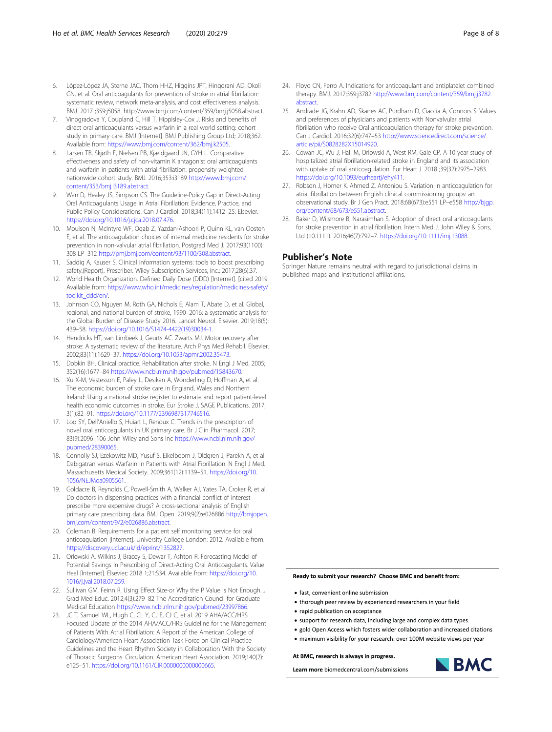6. López-López JA, Sterne JAC, Thom HHZ, Higgins JPT, Hingorani AD, Okoli GN, et al. Oral anticoagulants for prevention of stroke in atrial fibrillation: systematic review, network meta-analysis, and cost effectiveness analysis. BMJ. 2017 ;359:j5058. http://www.bmj.com/content/359/bmj.j5058.abstract.
7. Vinogradova Y, Coupland C, Hill T, Hippisley-Cox J. Risks and benefits of direct oral anticoagulants versus warfarin in a real world setting: cohort study in primary care. BMJ [Internet]. BMJ Publishing Group Ltd; 2018;362. Available from: https://www.bmj.com/content/362/bmj.k2505.
8. Larsen TB, Skjøth F, Nielsen PB, Kjældgaard JN, GYH L. Comparative effectiveness and safety of non-vitamin K antagonist oral anticoagulants and warfarin in patients with atrial fibrillation: propensity weighted nationwide cohort study. BMJ. 2016;353:i3189 http://www.bmj.com/content/353/bmj.i3189.abstract.
9. Wan D, Healey JS, Simpson CS. The Guideline-Policy Gap in Direct-Acting Oral Anticoagulants Usage in Atrial Fibrillation: Evidence, Practice, and Public Policy Considerations. Can J Cardiol. 2018;34(11):1412–25: Elsevier. https://doi.org/10.1016/j.cjca.2018.07.476.
10. Moulson N, McIntyre WF, Oqab Z, Yazdan-Ashoori P, Quinn KL, van Oosten E, et al. The anticoagulation choices of internal medicine residents for stroke prevention in non-valvular atrial fibrillation. Postgrad Med J. 2017;93(1100): 308 LP–312 http://pmj.bmj.com/content/93/1100/308.abstract.
11. Saddiq A, Kauser S. Clinical information systems: tools to boost prescribing safety.(Report). Prescriber. Wiley Subscription Services, Inc.; 2017;28(6):37.
12. World Health Organization. Defined Daily Dose (DDD) [Internet]. [cited 2019. Available from: https://www.who.int/medicines/regulation/medicines-safety/toolkit_ddd/en/.
13. Johnson CO, Nguyen M, Roth GA, Nichols E, Alam T, Abate D, et al. Global, regional, and national burden of stroke, 1990–2016: a systematic analysis for the Global Burden of Disease Study 2016. Lancet Neurol. Elsevier. 2019;18(5): 439–58. https://doi.org/10.1016/S1474-4422(19)30034-1.
14. Hendricks HT, van Limbeek J, Geurts AC. Zwarts MJ. Motor recovery after stroke: A systematic review of the literature. Arch Phys Med Rehabil. Elsevier. 2002;83(11):1629–37. https://doi.org/10.1053/apmr.2002.35473.
15. Dobkin BH. Clinical practice. Rehabilitation after stroke. N Engl J Med. 2005; 352(16):1677–84 https://www.ncbi.nlm.nih.gov/pubmed/15843670.
16. Xu X-M, Vestesson E, Paley L, Desikan A, Wonderling D, Hoffman A, et al. The economic burden of stroke care in England, Wales and Northern Ireland: Using a national stroke register to estimate and report patient-level health economic outcomes in stroke. Eur Stroke J. SAGE Publications. 2017; 3(1):82–91. https://doi.org/10.1177/2396987317746516.
17. Loo SY, Dell'Aniello S, Huiart L, Renoux C. Trends in the prescription of novel oral anticoagulants in UK primary care. Br J Clin Pharmacol. 2017; 83(9):2096–106 John Wiley and Sons Inc https://www.ncbi.nlm.nih.gov/pubmed/28390065.
18. Connolly SJ, Ezekowitz MD, Yusuf S, Eikelboom J, Oldgren J, Parekh A, et al. Dabigatran versus Warfarin in Patients with Atrial Fibrillation. N Engl J Med. Massachusetts Medical Society. 2009;361(12):1139–51. https://doi.org/10.1056/NEJMoa0905561.
19. Goldacre B, Reynolds C, Powell-Smith A, Walker AJ, Yates TA, Croker R, et al. Do doctors in dispensing practices with a financial conflict of interest prescribe more expensive drugs? A cross-sectional analysis of English primary care prescribing data. BMJ Open. 2019;9(2):e026886 http://bmjopen.bmj.com/content/9/2/e026886.abstract.
20. Coleman B. Requirements for a patient self monitoring service for oral anticoagulation [Internet]. University College London; 2012. Available from: https://discovery.ucl.ac.uk/id/eprint/1352827.
21. Orlowski A, Wilkins J, Bracey S, Dewar T, Ashton R. Forecasting Model of Potential Savings In Prescribing of Direct-Acting Oral Anticoagulants. Value Heal [Internet]. Elsevier; 2018 1;21:S34. Available from: https://doi.org/10.1016/j.jval.2018.07.259.
22. Sullivan GM, Feinn R. Using Effect Size-or Why the P Value Is Not Enough. J Grad Med Educ. 2012;4(3):279–82 The Accreditation Council for Graduate Medical Education https://www.ncbi.nlm.nih.gov/pubmed/23997866.
23. JC T, Samuel WL, Hugh C, CL Y, CJ E, CJ C, et al. 2019 AHA/ACC/HRS Focused Update of the 2014 AHA/ACC/HRS Guideline for the Management of Patients With Atrial Fibrillation: A Report of the American College of Cardiology/American Heart Association Task Force on Clinical Practice Guidelines and the Heart Rhythm Society in Collaboration With the Society of Thoracic Surgeons. Circulation. American Heart Association. 2019;140(2): e125–51. https://doi.org/10.1161/CIR.0000000000000665.
24. Floyd CN, Ferro A. Indications for anticoagulant and antiplatelet combined therapy. BMJ. 2017;359:j3782 http://www.bmj.com/content/359/bmj.j3782.abstract.
25. Andrade JG, Krahn AD, Skanes AC, Purdham D, Ciaccia A, Connors S. Values and preferences of physicians and patients with Nonvalvular atrial fibrillation who receive Oral anticoagulation therapy for stroke prevention. Can J Cardiol. 2016;32(6):747–53 http://www.sciencedirect.com/science/article/pii/S0828282X15014920.
26. Cowan JC, Wu J, Hall M, Orlowski A, West RM, Gale CP. A 10 year study of hospitalized atrial fibrillation-related stroke in England and its association with uptake of oral anticoagulation. Eur Heart J. 2018 ;39(32):2975–2983. https://doi.org/10.1093/eurheartj/ehy411.
27. Robson J, Homer K, Ahmed Z, Antoniou S. Variation in anticoagulation for atrial fibrillation between English clinical commissioning groups: an observational study. Br J Gen Pract. 2018;68(673):e551 LP–e558 http://bjgp.org/content/68/673/e551.abstract.
28. Baker D, Wilsmore B, Narasimhan S. Adoption of direct oral anticoagulants for stroke prevention in atrial fibrillation. Intern Med J. John Wiley & Sons, Ltd (10.1111). 2016;46(7):792–7. https://doi.org/10.1111/imj.13088.

## Publisher's Note

Springer Nature remains neutral with regard to jurisdictional claims in published maps and institutional affiliations.

**Ready to submit your research? Choose BMC and benefit from:**

- fast, convenient online submission
- thorough peer review by experienced researchers in your field
- rapid publication on acceptance
- support for research data, including large and complex data types
- gold Open Access which fosters wider collaboration and increased citations
- maximum visibility for your research: over 100M website views per year

**At BMC, research is always in progress.**

**Learn more** biomedcentral.com/submissions

BMC